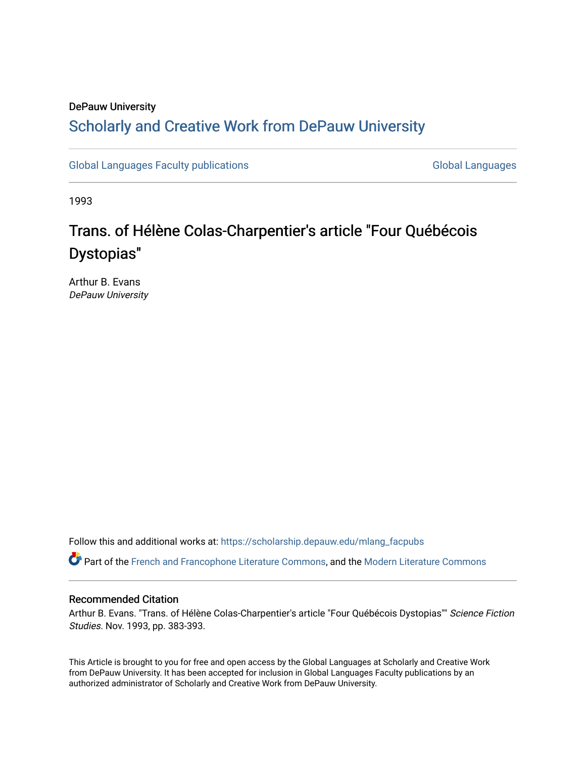DePauw University

# Scholarly and Creative Work from DePauw University

Global Languages Faculty publications

Global Languages

1993

# Trans. of Hélène Colas-Charpentier's article "Four Québécois Dystopias"

Arthur B. Evans
*DePauw University*

Follow this and additional works at: https://scholarship.depauw.edu/mlang_facpubs

Part of the French and Francophone Literature Commons, and the Modern Literature Commons

## Recommended Citation

Arthur B. Evans. "Trans. of Hélène Colas-Charpentier's article "Four Québécois Dystopias"" *Science Fiction Studies*. Nov. 1993, pp. 383-393.

This Article is brought to you for free and open access by the Global Languages at Scholarly and Creative Work from DePauw University. It has been accepted for inclusion in Global Languages Faculty publications by an authorized administrator of Scholarly and Creative Work from DePauw University.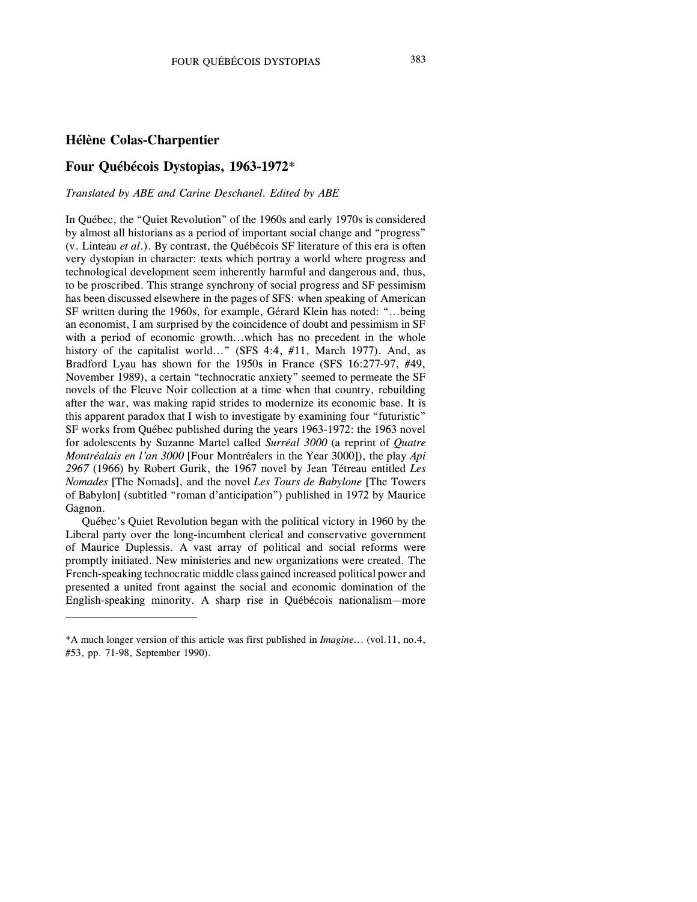## Hélène Colas-Charpentier

## Four Québécois Dystopias, 1963-1972*

*Translated by ABE and Carine Deschanel. Edited by ABE*

In Québec, the "Quiet Revolution" of the 1960s and early 1970s is considered by almost all historians as a period of important social change and "progress" (v. Linteau *et al*.). By contrast, the Québécois SF literature of this era is often very dystopian in character: texts which portray a world where progress and technological development seem inherently harmful and dangerous and, thus, to be proscribed. This strange synchrony of social progress and SF pessimism has been discussed elsewhere in the pages of SFS: when speaking of American SF written during the 1960s, for example, Gérard Klein has noted: "...being an economist, I am surprised by the coincidence of doubt and pessimism in SF with a period of economic growth...which has no precedent in the whole history of the capitalist world..." (SFS 4:4, #11, March 1977). And, as Bradford Lyau has shown for the 1950s in France (SFS 16:277-97, #49, November 1989), a certain "technocratic anxiety" seemed to permeate the SF novels of the Fleuve Noir collection at a time when that country, rebuilding after the war, was making rapid strides to modernize its economic base. It is this apparent paradox that I wish to investigate by examining four "futuristic" SF works from Québec published during the years 1963-1972: the 1963 novel for adolescents by Suzanne Martel called *Surréal 3000* (a reprint of *Quatre Montréalais en l'an 3000* [Four Montréalers in the Year 3000]), the play *Api 2967* (1966) by Robert Gurik, the 1967 novel by Jean Tétreau entitled *Les Nomades* [The Nomads], and the novel *Les Tours de Babylone* [The Towers of Babylon] (subtitled "roman d'anticipation") published in 1972 by Maurice Gagnon.

Québec's Quiet Revolution began with the political victory in 1960 by the Liberal party over the long-incumbent clerical and conservative government of Maurice Duplessis. A vast array of political and social reforms were promptly initiated. New ministeries and new organizations were created. The French-speaking technocratic middle class gained increased political power and presented a united front against the social and economic domination of the English-speaking minority. A sharp rise in Québécois nationalism—more

---

*A much longer version of this article was first published in *Imagine*... (vol.11, no.4, #53, pp. 71-98, September 1990).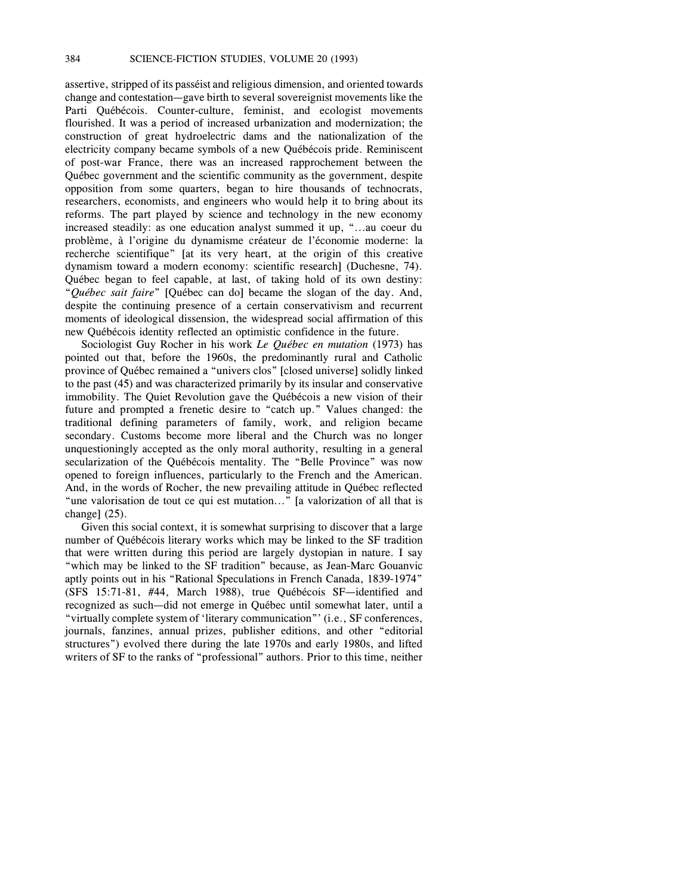assertive, stripped of its passéist and religious dimension, and oriented towards change and contestation—gave birth to several sovereignist movements like the Parti Québécois. Counter-culture, feminist, and ecologist movements flourished. It was a period of increased urbanization and modernization; the construction of great hydroelectric dams and the nationalization of the electricity company became symbols of a new Québécois pride. Reminiscent of post-war France, there was an increased rapprochement between the Québec government and the scientific community as the government, despite opposition from some quarters, began to hire thousands of technocrats, researchers, economists, and engineers who would help it to bring about its reforms. The part played by science and technology in the new economy increased steadily: as one education analyst summed it up, "...au coeur du problème, à l'origine du dynamisme créateur de l'économie moderne: la recherche scientifique" [at its very heart, at the origin of this creative dynamism toward a modern economy: scientific research] (Duchesne, 74). Québec began to feel capable, at last, of taking hold of its own destiny: "*Québec sait faire*" [Québec can do] became the slogan of the day. And, despite the continuing presence of a certain conservativism and recurrent moments of ideological dissension, the widespread social affirmation of this new Québécois identity reflected an optimistic confidence in the future.

Sociologist Guy Rocher in his work *Le Québec en mutation* (1973) has pointed out that, before the 1960s, the predominantly rural and Catholic province of Québec remained a "univers clos" [closed universe] solidly linked to the past (45) and was characterized primarily by its insular and conservative immobility. The Quiet Revolution gave the Québécois a new vision of their future and prompted a frenetic desire to "catch up." Values changed: the traditional defining parameters of family, work, and religion became secondary. Customs become more liberal and the Church was no longer unquestioningly accepted as the only moral authority, resulting in a general secularization of the Québécois mentality. The "Belle Province" was now opened to foreign influences, particularly to the French and the American. And, in the words of Rocher, the new prevailing attitude in Québec reflected "une valorisation de tout ce qui est mutation..." [a valorization of all that is change] (25).

Given this social context, it is somewhat surprising to discover that a large number of Québécois literary works which may be linked to the SF tradition that were written during this period are largely dystopian in nature. I say "which may be linked to the SF tradition" because, as Jean-Marc Gouanvic aptly points out in his "Rational Speculations in French Canada, 1839-1974" (SFS 15:71-81, #44, March 1988), true Québécois SF—identified and recognized as such—did not emerge in Québec until somewhat later, until a "virtually complete system of 'literary communication"' (i.e., SF conferences, journals, fanzines, annual prizes, publisher editions, and other "editorial structures") evolved there during the late 1970s and early 1980s, and lifted writers of SF to the ranks of "professional" authors. Prior to this time, neither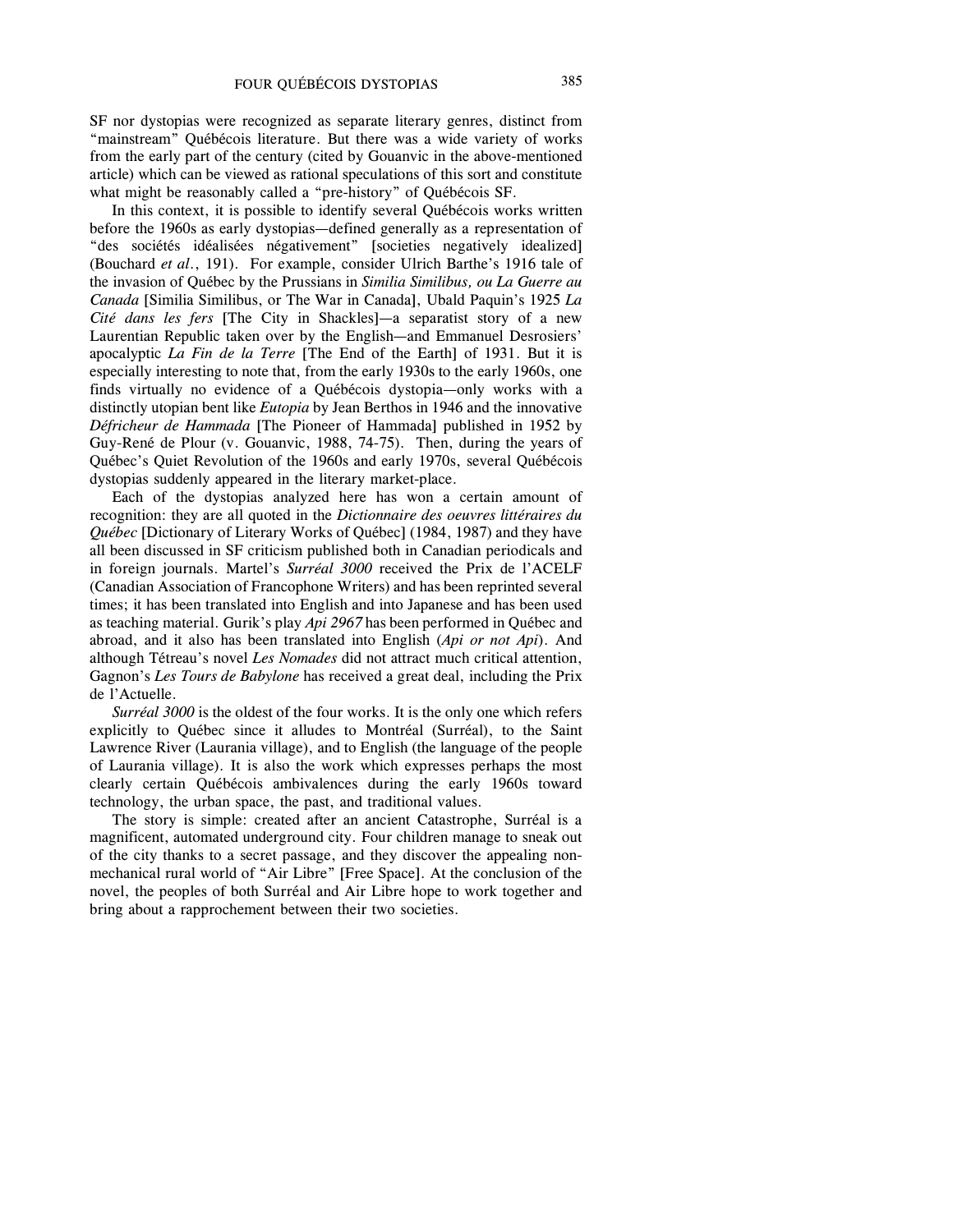SF nor dystopias were recognized as separate literary genres, distinct from "mainstream" Québécois literature. But there was a wide variety of works from the early part of the century (cited by Gouanvic in the above-mentioned article) which can be viewed as rational speculations of this sort and constitute what might be reasonably called a "pre-history" of Québécois SF.

In this context, it is possible to identify several Québécois works written before the 1960s as early dystopias—defined generally as a representation of "des sociétés idéalisées négativement" [societies negatively idealized] (Bouchard *et al.*, 191). For example, consider Ulrich Barthe's 1916 tale of the invasion of Québec by the Prussians in *Similia Similibus, ou La Guerre au Canada* [Similia Similibus, or The War in Canada], Ubald Paquin's 1925 *La Cité dans les fers* [The City in Shackles]—a separatist story of a new Laurentian Republic taken over by the English—and Emmanuel Desrosiers' apocalyptic *La Fin de la Terre* [The End of the Earth] of 1931. But it is especially interesting to note that, from the early 1930s to the early 1960s, one finds virtually no evidence of a Québécois dystopia—only works with a distinctly utopian bent like *Eutopia* by Jean Berthos in 1946 and the innovative *Défricheur de Hammada* [The Pioneer of Hammada] published in 1952 by Guy-René de Plour (v. Gouanvic, 1988, 74-75). Then, during the years of Québec's Quiet Revolution of the 1960s and early 1970s, several Québécois dystopias suddenly appeared in the literary market-place.

Each of the dystopias analyzed here has won a certain amount of recognition: they are all quoted in the *Dictionnaire des oeuvres littéraires du Québec* [Dictionary of Literary Works of Québec] (1984, 1987) and they have all been discussed in SF criticism published both in Canadian periodicals and in foreign journals. Martel's *Surréal 3000* received the Prix de l'ACELF (Canadian Association of Francophone Writers) and has been reprinted several times; it has been translated into English and into Japanese and has been used as teaching material. Gurik's play *Api 2967* has been performed in Québec and abroad, and it also has been translated into English (*Api or not Api*). And although Tétreau's novel *Les Nomades* did not attract much critical attention, Gagnon's *Les Tours de Babylone* has received a great deal, including the Prix de l'Actuelle.

*Surréal 3000* is the oldest of the four works. It is the only one which refers explicitly to Québec since it alludes to Montréal (Surréal), to the Saint Lawrence River (Laurania village), and to English (the language of the people of Laurania village). It is also the work which expresses perhaps the most clearly certain Québécois ambivalences during the early 1960s toward technology, the urban space, the past, and traditional values.

The story is simple: created after an ancient Catastrophe, Surréal is a magnificent, automated underground city. Four children manage to sneak out of the city thanks to a secret passage, and they discover the appealing non-mechanical rural world of "Air Libre" [Free Space]. At the conclusion of the novel, the peoples of both Surréal and Air Libre hope to work together and bring about a rapprochement between their two societies.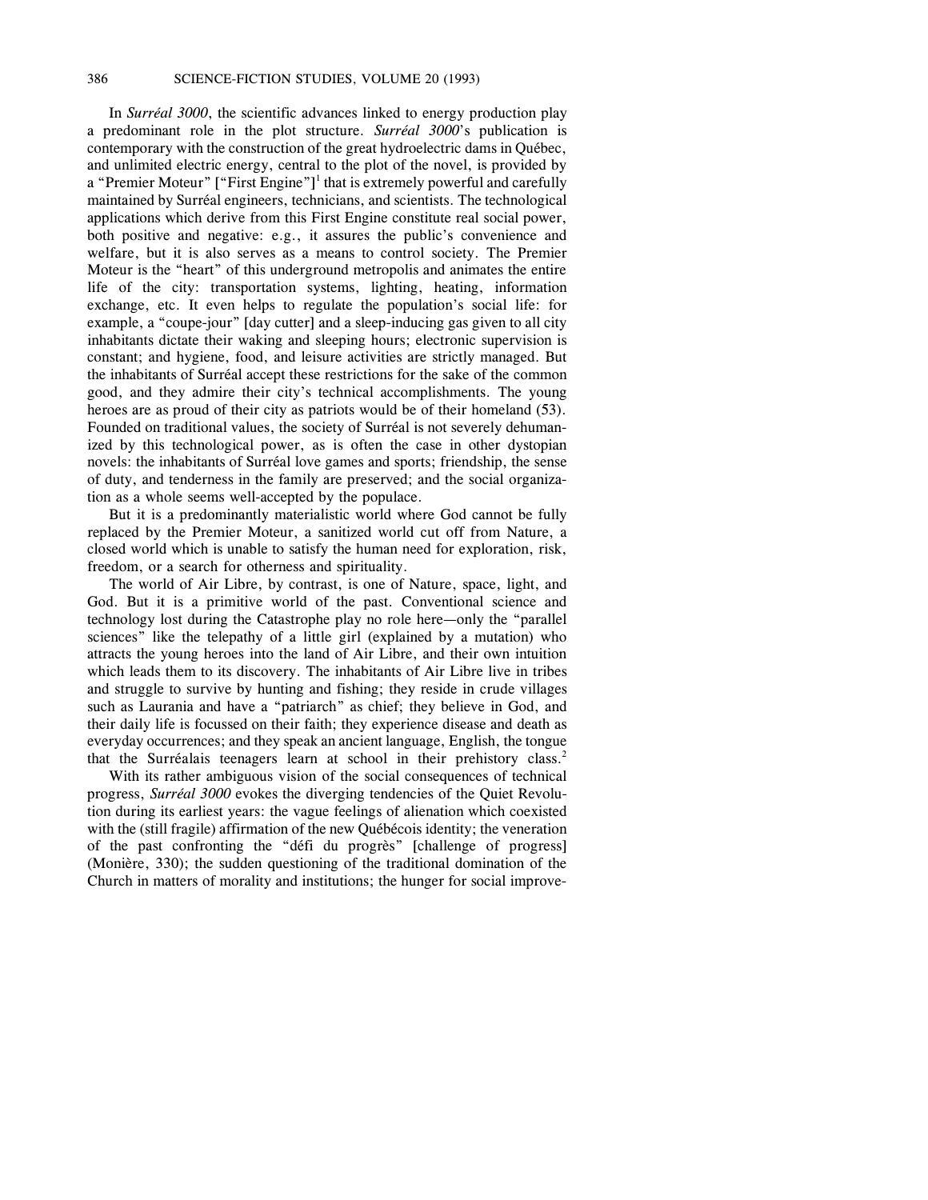In *Surréal 3000*, the scientific advances linked to energy production play a predominant role in the plot structure. *Surréal 3000*'s publication is contemporary with the construction of the great hydroelectric dams in Québec, and unlimited electric energy, central to the plot of the novel, is provided by a "Premier Moteur" ["First Engine"][1] that is extremely powerful and carefully maintained by Surréal engineers, technicians, and scientists. The technological applications which derive from this First Engine constitute real social power, both positive and negative: e.g., it assures the public's convenience and welfare, but it is also serves as a means to control society. The Premier Moteur is the "heart" of this underground metropolis and animates the entire life of the city: transportation systems, lighting, heating, information exchange, etc. It even helps to regulate the population's social life: for example, a "coupe-jour" [day cutter] and a sleep-inducing gas given to all city inhabitants dictate their waking and sleeping hours; electronic supervision is constant; and hygiene, food, and leisure activities are strictly managed. But the inhabitants of Surréal accept these restrictions for the sake of the common good, and they admire their city's technical accomplishments. The young heroes are as proud of their city as patriots would be of their homeland (53). Founded on traditional values, the society of Surréal is not severely dehumanized by this technological power, as is often the case in other dystopian novels: the inhabitants of Surréal love games and sports; friendship, the sense of duty, and tenderness in the family are preserved; and the social organization as a whole seems well-accepted by the populace.

But it is a predominantly materialistic world where God cannot be fully replaced by the Premier Moteur, a sanitized world cut off from Nature, a closed world which is unable to satisfy the human need for exploration, risk, freedom, or a search for otherness and spirituality.

The world of Air Libre, by contrast, is one of Nature, space, light, and God. But it is a primitive world of the past. Conventional science and technology lost during the Catastrophe play no role here—only the "parallel sciences" like the telepathy of a little girl (explained by a mutation) who attracts the young heroes into the land of Air Libre, and their own intuition which leads them to its discovery. The inhabitants of Air Libre live in tribes and struggle to survive by hunting and fishing; they reside in crude villages such as Laurania and have a "patriarch" as chief; they believe in God, and their daily life is focussed on their faith; they experience disease and death as everyday occurrences; and they speak an ancient language, English, the tongue that the Surréalais teenagers learn at school in their prehistory class.[2]

With its rather ambiguous vision of the social consequences of technical progress, *Surréal 3000* evokes the diverging tendencies of the Quiet Revolution during its earliest years: the vague feelings of alienation which coexisted with the (still fragile) affirmation of the new Québécois identity; the veneration of the past confronting the "défi du progrès" [challenge of progress] (Monière, 330); the sudden questioning of the traditional domination of the Church in matters of morality and institutions; the hunger for social improve-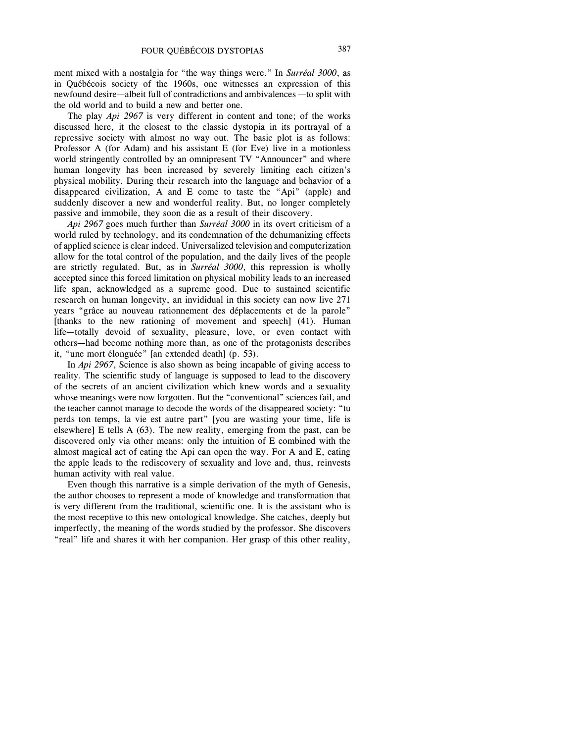ment mixed with a nostalgia for "the way things were." In *Surréal 3000*, as in Québécois society of the 1960s, one witnesses an expression of this newfound desire—albeit full of contradictions and ambivalences —to split with the old world and to build a new and better one.

The play *Api 2967* is very different in content and tone; of the works discussed here, it the closest to the classic dystopia in its portrayal of a repressive society with almost no way out. The basic plot is as follows: Professor A (for Adam) and his assistant E (for Eve) live in a motionless world stringently controlled by an omnipresent TV "Announcer" and where human longevity has been increased by severely limiting each citizen's physical mobility. During their research into the language and behavior of a disappeared civilization, A and E come to taste the "Api" (apple) and suddenly discover a new and wonderful reality. But, no longer completely passive and immobile, they soon die as a result of their discovery.

*Api 2967* goes much further than *Surréal 3000* in its overt criticism of a world ruled by technology, and its condemnation of the dehumanizing effects of applied science is clear indeed. Universalized television and computerization allow for the total control of the population, and the daily lives of the people are strictly regulated. But, as in *Surréal 3000*, this repression is wholly accepted since this forced limitation on physical mobility leads to an increased life span, acknowledged as a supreme good. Due to sustained scientific research on human longevity, an invididual in this society can now live 271 years "grâce au nouveau rationnement des déplacements et de la parole" [thanks to the new rationing of movement and speech] (41). Human life—totally devoid of sexuality, pleasure, love, or even contact with others—had become nothing more than, as one of the protagonists describes it, "une mort élonguée" [an extended death] (p. 53).

In *Api 2967*, Science is also shown as being incapable of giving access to reality. The scientific study of language is supposed to lead to the discovery of the secrets of an ancient civilization which knew words and a sexuality whose meanings were now forgotten. But the "conventional" sciences fail, and the teacher cannot manage to decode the words of the disappeared society: "tu perds ton temps, la vie est autre part" [you are wasting your time, life is elsewhere] E tells A (63). The new reality, emerging from the past, can be discovered only via other means: only the intuition of E combined with the almost magical act of eating the Api can open the way. For A and E, eating the apple leads to the rediscovery of sexuality and love and, thus, reinvests human activity with real value.

Even though this narrative is a simple derivation of the myth of Genesis, the author chooses to represent a mode of knowledge and transformation that is very different from the traditional, scientific one. It is the assistant who is the most receptive to this new ontological knowledge. She catches, deeply but imperfectly, the meaning of the words studied by the professor. She discovers "real" life and shares it with her companion. Her grasp of this other reality,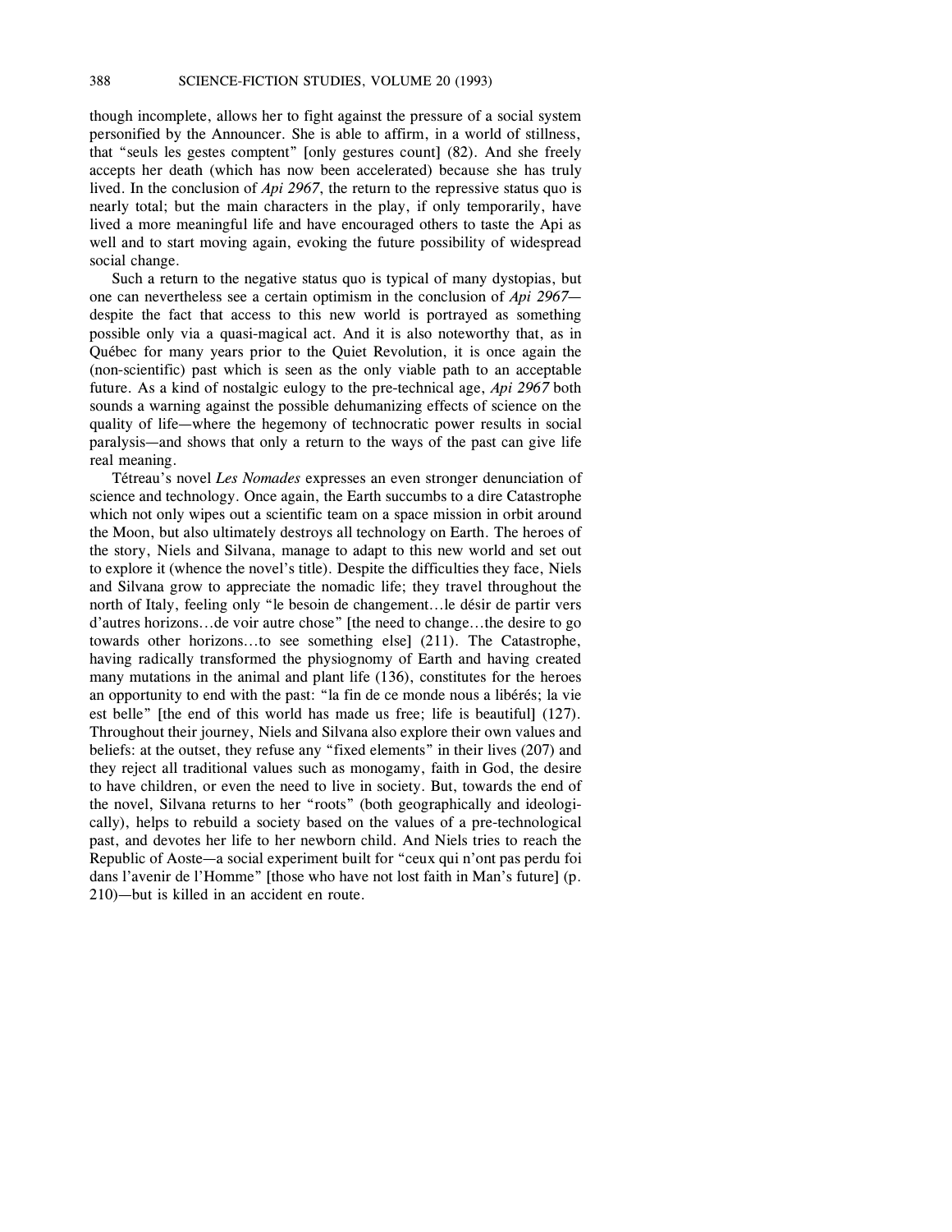though incomplete, allows her to fight against the pressure of a social system personified by the Announcer. She is able to affirm, in a world of stillness, that "seuls les gestes comptent" [only gestures count] (82). And she freely accepts her death (which has now been accelerated) because she has truly lived. In the conclusion of *Api 2967*, the return to the repressive status quo is nearly total; but the main characters in the play, if only temporarily, have lived a more meaningful life and have encouraged others to taste the Api as well and to start moving again, evoking the future possibility of widespread social change.

Such a return to the negative status quo is typical of many dystopias, but one can nevertheless see a certain optimism in the conclusion of *Api 2967*—despite the fact that access to this new world is portrayed as something possible only via a quasi-magical act. And it is also noteworthy that, as in Québec for many years prior to the Quiet Revolution, it is once again the (non-scientific) past which is seen as the only viable path to an acceptable future. As a kind of nostalgic eulogy to the pre-technical age, *Api 2967* both sounds a warning against the possible dehumanizing effects of science on the quality of life—where the hegemony of technocratic power results in social paralysis—and shows that only a return to the ways of the past can give life real meaning.

Tétreau's novel *Les Nomades* expresses an even stronger denunciation of science and technology. Once again, the Earth succumbs to a dire Catastrophe which not only wipes out a scientific team on a space mission in orbit around the Moon, but also ultimately destroys all technology on Earth. The heroes of the story, Niels and Silvana, manage to adapt to this new world and set out to explore it (whence the novel's title). Despite the difficulties they face, Niels and Silvana grow to appreciate the nomadic life; they travel throughout the north of Italy, feeling only "le besoin de changement…le désir de partir vers d'autres horizons…de voir autre chose" [the need to change…the desire to go towards other horizons…to see something else] (211). The Catastrophe, having radically transformed the physiognomy of Earth and having created many mutations in the animal and plant life (136), constitutes for the heroes an opportunity to end with the past: "la fin de ce monde nous a libérés; la vie est belle" [the end of this world has made us free; life is beautiful] (127). Throughout their journey, Niels and Silvana also explore their own values and beliefs: at the outset, they refuse any "fixed elements" in their lives (207) and they reject all traditional values such as monogamy, faith in God, the desire to have children, or even the need to live in society. But, towards the end of the novel, Silvana returns to her "roots" (both geographically and ideologically), helps to rebuild a society based on the values of a pre-technological past, and devotes her life to her newborn child. And Niels tries to reach the Republic of Aoste—a social experiment built for "ceux qui n'ont pas perdu foi dans l'avenir de l'Homme" [those who have not lost faith in Man's future] (p. 210)—but is killed in an accident en route.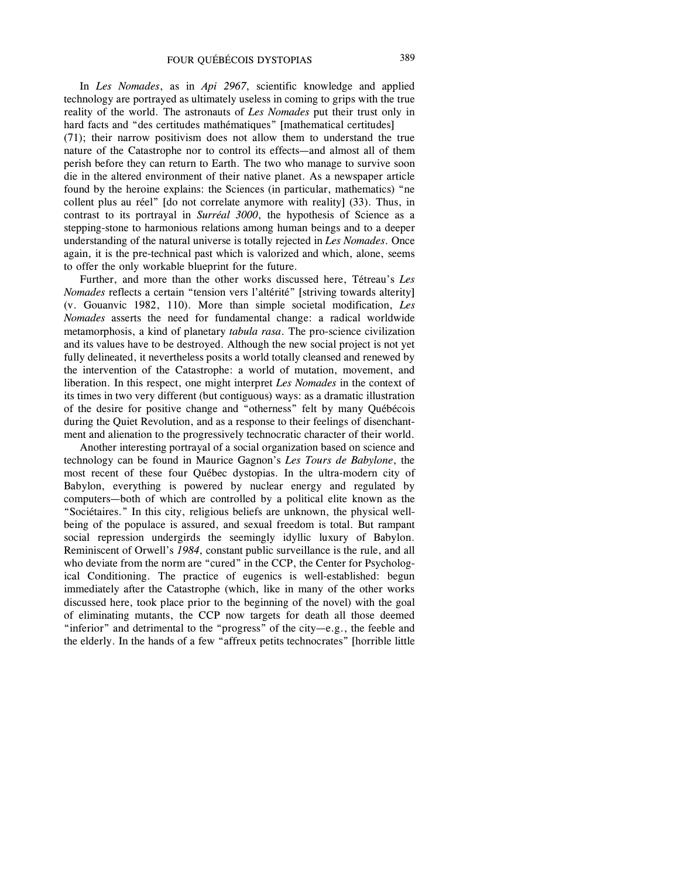In *Les Nomades*, as in *Api 2967*, scientific knowledge and applied technology are portrayed as ultimately useless in coming to grips with the true reality of the world. The astronauts of *Les Nomades* put their trust only in hard facts and "des certitudes mathématiques" [mathematical certitudes] (71); their narrow positivism does not allow them to understand the true nature of the Catastrophe nor to control its effects—and almost all of them perish before they can return to Earth. The two who manage to survive soon die in the altered environment of their native planet. As a newspaper article found by the heroine explains: the Sciences (in particular, mathematics) "ne collent plus au réel" [do not correlate anymore with reality] (33). Thus, in contrast to its portrayal in *Surréal 3000*, the hypothesis of Science as a stepping-stone to harmonious relations among human beings and to a deeper understanding of the natural universe is totally rejected in *Les Nomades*. Once again, it is the pre-technical past which is valorized and which, alone, seems to offer the only workable blueprint for the future.

Further, and more than the other works discussed here, Tétreau's *Les Nomades* reflects a certain "tension vers l'altérité" [striving towards alterity] (v. Gouanvic 1982, 110). More than simple societal modification, *Les Nomades* asserts the need for fundamental change: a radical worldwide metamorphosis, a kind of planetary *tabula rasa*. The pro-science civilization and its values have to be destroyed. Although the new social project is not yet fully delineated, it nevertheless posits a world totally cleansed and renewed by the intervention of the Catastrophe: a world of mutation, movement, and liberation. In this respect, one might interpret *Les Nomades* in the context of its times in two very different (but contiguous) ways: as a dramatic illustration of the desire for positive change and "otherness" felt by many Québécois during the Quiet Revolution, and as a response to their feelings of disenchantment and alienation to the progressively technocratic character of their world.

Another interesting portrayal of a social organization based on science and technology can be found in Maurice Gagnon's *Les Tours de Babylone*, the most recent of these four Québec dystopias. In the ultra-modern city of Babylon, everything is powered by nuclear energy and regulated by computers—both of which are controlled by a political elite known as the "Sociétaires." In this city, religious beliefs are unknown, the physical well-being of the populace is assured, and sexual freedom is total. But rampant social repression undergirds the seemingly idyllic luxury of Babylon. Reminiscent of Orwell's *1984*, constant public surveillance is the rule, and all who deviate from the norm are "cured" in the CCP, the Center for Psychological Conditioning. The practice of eugenics is well-established: begun immediately after the Catastrophe (which, like in many of the other works discussed here, took place prior to the beginning of the novel) with the goal of eliminating mutants, the CCP now targets for death all those deemed "inferior" and detrimental to the "progress" of the city—e.g., the feeble and the elderly. In the hands of a few "affreux petits technocrates" [horrible little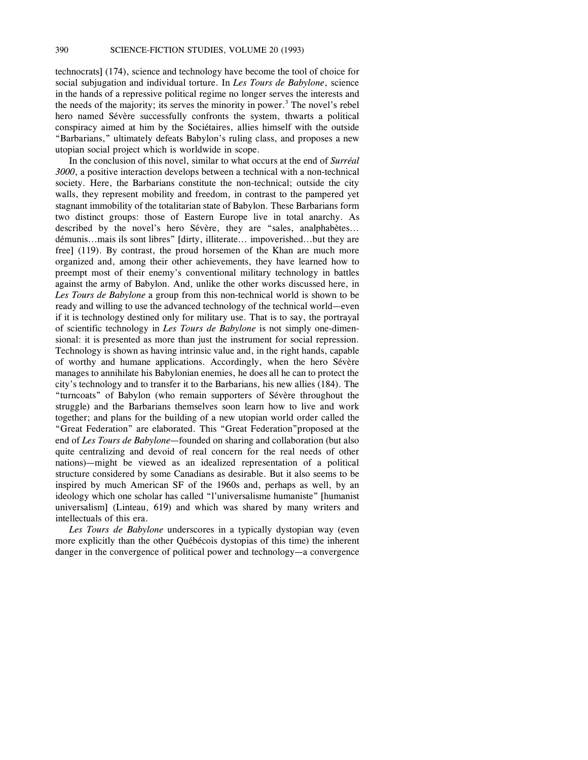technocrats] (174), science and technology have become the tool of choice for social subjugation and individual torture. In *Les Tours de Babylone*, science in the hands of a repressive political regime no longer serves the interests and the needs of the majority; its serves the minority in power.[3] The novel's rebel hero named Sévère successfully confronts the system, thwarts a political conspiracy aimed at him by the Sociétaires, allies himself with the outside "Barbarians," ultimately defeats Babylon's ruling class, and proposes a new utopian social project which is worldwide in scope.

In the conclusion of this novel, similar to what occurs at the end of *Surréal 3000*, a positive interaction develops between a technical with a non-technical society. Here, the Barbarians constitute the non-technical; outside the city walls, they represent mobility and freedom, in contrast to the pampered yet stagnant immobility of the totalitarian state of Babylon. These Barbarians form two distinct groups: those of Eastern Europe live in total anarchy. As described by the novel's hero Sévère, they are "sales, analphabètes… démunis…mais ils sont libres" [dirty, illiterate… impoverished…but they are free] (119). By contrast, the proud horsemen of the Khan are much more organized and, among their other achievements, they have learned how to preempt most of their enemy's conventional military technology in battles against the army of Babylon. And, unlike the other works discussed here, in *Les Tours de Babylone* a group from this non-technical world is shown to be ready and willing to use the advanced technology of the technical world—even if it is technology destined only for military use. That is to say, the portrayal of scientific technology in *Les Tours de Babylone* is not simply one-dimensional: it is presented as more than just the instrument for social repression. Technology is shown as having intrinsic value and, in the right hands, capable of worthy and humane applications. Accordingly, when the hero Sévère manages to annihilate his Babylonian enemies, he does all he can to protect the city's technology and to transfer it to the Barbarians, his new allies (184). The "turncoats" of Babylon (who remain supporters of Sévère throughout the struggle) and the Barbarians themselves soon learn how to live and work together; and plans for the building of a new utopian world order called the "Great Federation" are elaborated. This "Great Federation"proposed at the end of *Les Tours de Babylone*—founded on sharing and collaboration (but also quite centralizing and devoid of real concern for the real needs of other nations)—might be viewed as an idealized representation of a political structure considered by some Canadians as desirable. But it also seems to be inspired by much American SF of the 1960s and, perhaps as well, by an ideology which one scholar has called "l'universalisme humaniste" [humanist universalism] (Linteau, 619) and which was shared by many writers and intellectuals of this era.

*Les Tours de Babylone* underscores in a typically dystopian way (even more explicitly than the other Québécois dystopias of this time) the inherent danger in the convergence of political power and technology—a convergence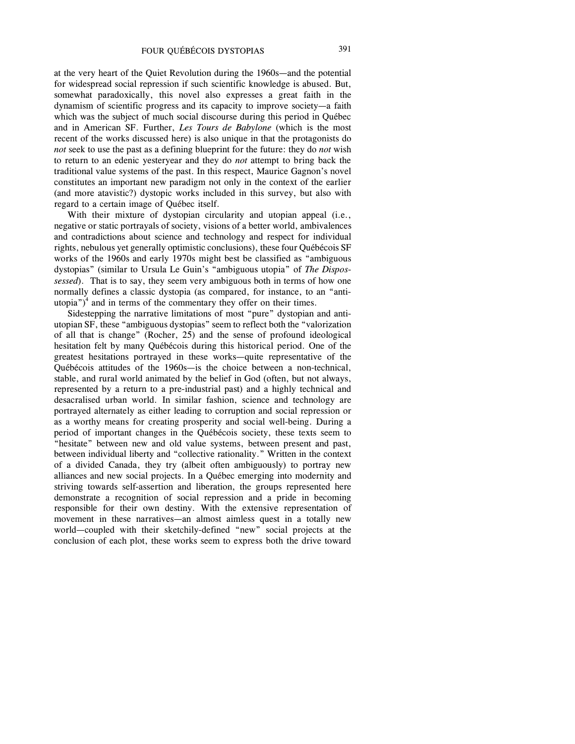at the very heart of the Quiet Revolution during the 1960s—and the potential for widespread social repression if such scientific knowledge is abused. But, somewhat paradoxically, this novel also expresses a great faith in the dynamism of scientific progress and its capacity to improve society—a faith which was the subject of much social discourse during this period in Québec and in American SF. Further, *Les Tours de Babylone* (which is the most recent of the works discussed here) is also unique in that the protagonists do *not* seek to use the past as a defining blueprint for the future: they do *not* wish to return to an edenic yesteryear and they do *not* attempt to bring back the traditional value systems of the past. In this respect, Maurice Gagnon's novel constitutes an important new paradigm not only in the context of the earlier (and more atavistic?) dystopic works included in this survey, but also with regard to a certain image of Québec itself.

With their mixture of dystopian circularity and utopian appeal (i.e., negative or static portrayals of society, visions of a better world, ambivalences and contradictions about science and technology and respect for individual rights, nebulous yet generally optimistic conclusions), these four Québécois SF works of the 1960s and early 1970s might best be classified as "ambiguous dystopias" (similar to Ursula Le Guin's "ambiguous utopia" of *The Dispossessed*). That is to say, they seem very ambiguous both in terms of how one normally defines a classic dystopia (as compared, for instance, to an "anti-utopia")[4] and in terms of the commentary they offer on their times.

Sidestepping the narrative limitations of most "pure" dystopian and anti-utopian SF, these "ambiguous dystopias" seem to reflect both the "valorization of all that is change" (Rocher, 25) and the sense of profound ideological hesitation felt by many Québécois during this historical period. One of the greatest hesitations portrayed in these works—quite representative of the Québécois attitudes of the 1960s—is the choice between a non-technical, stable, and rural world animated by the belief in God (often, but not always, represented by a return to a pre-industrial past) and a highly technical and desacralised urban world. In similar fashion, science and technology are portrayed alternately as either leading to corruption and social repression or as a worthy means for creating prosperity and social well-being. During a period of important changes in the Québécois society, these texts seem to "hesitate" between new and old value systems, between present and past, between individual liberty and "collective rationality." Written in the context of a divided Canada, they try (albeit often ambiguously) to portray new alliances and new social projects. In a Québec emerging into modernity and striving towards self-assertion and liberation, the groups represented here demonstrate a recognition of social repression and a pride in becoming responsible for their own destiny. With the extensive representation of movement in these narratives—an almost aimless quest in a totally new world—coupled with their sketchily-defined "new" social projects at the conclusion of each plot, these works seem to express both the drive toward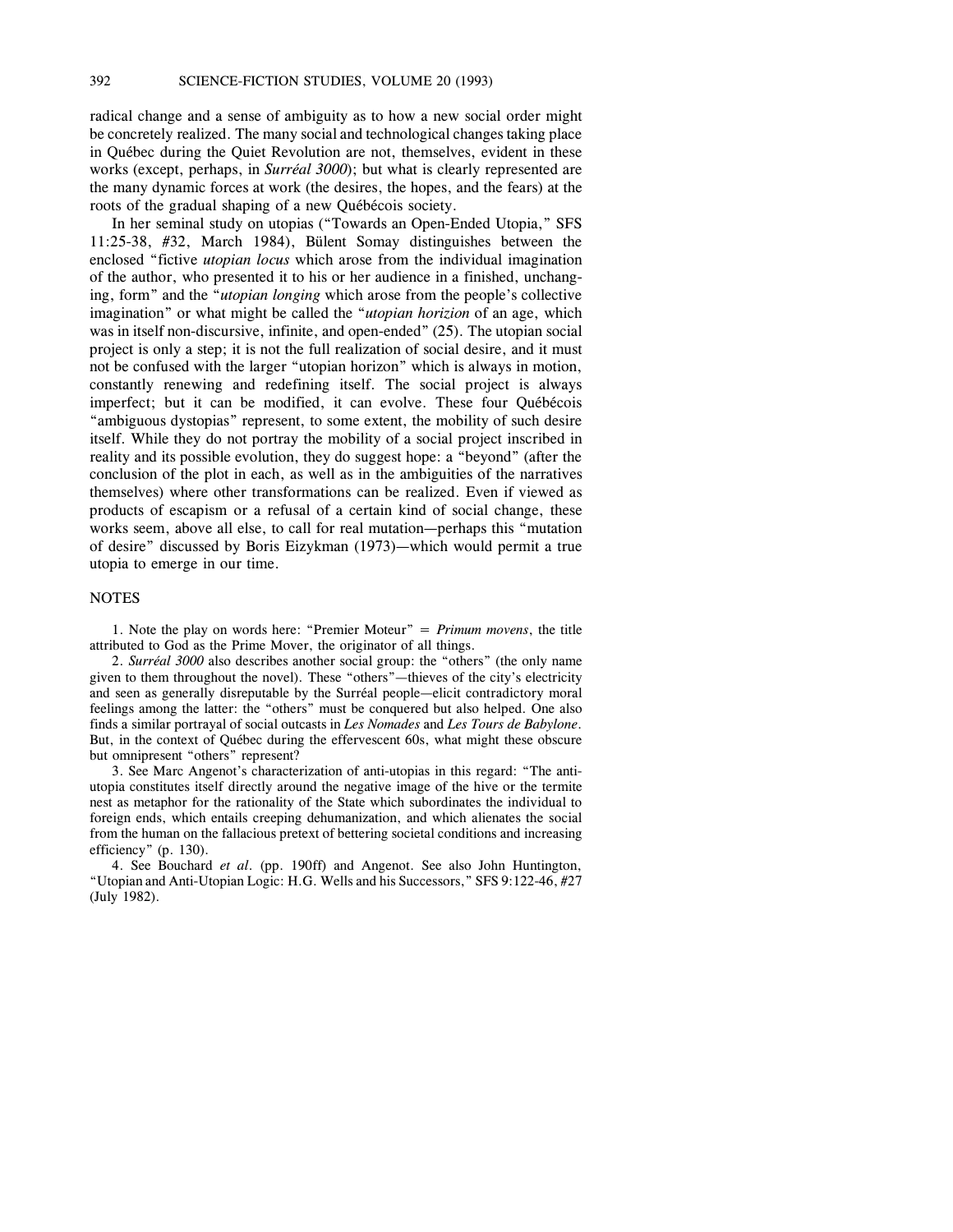radical change and a sense of ambiguity as to how a new social order might be concretely realized. The many social and technological changes taking place in Québec during the Quiet Revolution are not, themselves, evident in these works (except, perhaps, in *Surréal 3000*); but what is clearly represented are the many dynamic forces at work (the desires, the hopes, and the fears) at the roots of the gradual shaping of a new Québécois society.

In her seminal study on utopias ("Towards an Open-Ended Utopia," SFS 11:25-38, #32, March 1984), Bülent Somay distinguishes between the enclosed "fictive *utopian locus* which arose from the individual imagination of the author, who presented it to his or her audience in a finished, unchanging, form" and the "*utopian longing* which arose from the people's collective imagination" or what might be called the "*utopian horizion* of an age, which was in itself non-discursive, infinite, and open-ended" (25). The utopian social project is only a step; it is not the full realization of social desire, and it must not be confused with the larger "utopian horizon" which is always in motion, constantly renewing and redefining itself. The social project is always imperfect; but it can be modified, it can evolve. These four Québécois "ambiguous dystopias" represent, to some extent, the mobility of such desire itself. While they do not portray the mobility of a social project inscribed in reality and its possible evolution, they do suggest hope: a "beyond" (after the conclusion of the plot in each, as well as in the ambiguities of the narratives themselves) where other transformations can be realized. Even if viewed as products of escapism or a refusal of a certain kind of social change, these works seem, above all else, to call for real mutation—perhaps this "mutation of desire" discussed by Boris Eizykman (1973)—which would permit a true utopia to emerge in our time.

## NOTES

1. Note the play on words here: "Premier Moteur" = *Primum movens*, the title attributed to God as the Prime Mover, the originator of all things.

2. *Surréal 3000* also describes another social group: the "others" (the only name given to them throughout the novel). These "others"—thieves of the city's electricity and seen as generally disreputable by the Surréal people—elicit contradictory moral feelings among the latter: the "others" must be conquered but also helped. One also finds a similar portrayal of social outcasts in *Les Nomades* and *Les Tours de Babylone*. But, in the context of Québec during the effervescent 60s, what might these obscure but omnipresent "others" represent?

3. See Marc Angenot's characterization of anti-utopias in this regard: "The anti-utopia constitutes itself directly around the negative image of the hive or the termite nest as metaphor for the rationality of the State which subordinates the individual to foreign ends, which entails creeping dehumanization, and which alienates the social from the human on the fallacious pretext of bettering societal conditions and increasing efficiency" (p. 130).

4. See Bouchard *et al*. (pp. 190ff) and Angenot. See also John Huntington, "Utopian and Anti-Utopian Logic: H.G. Wells and his Successors," SFS 9:122-46, #27 (July 1982).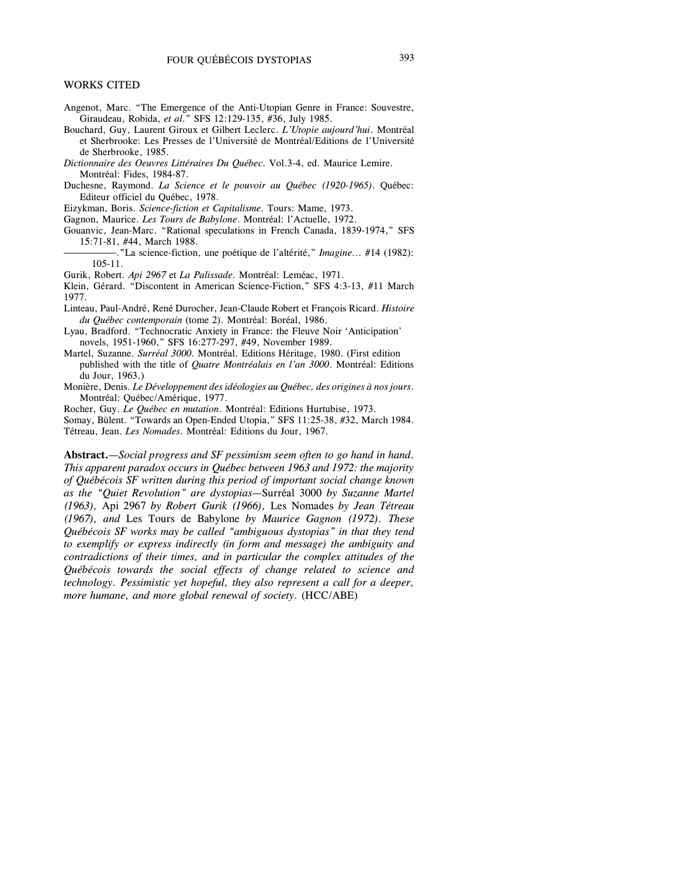## WORKS CITED

Angenot, Marc. "The Emergence of the Anti-Utopian Genre in France: Souvestre, Giraudeau, Robida, *et al*." SFS 12:129-135, #36, July 1985.

Bouchard, Guy, Laurent Giroux et Gilbert Leclerc. *L'Utopie aujourd'hui*. Montréal et Sherbrooke: Les Presses de l'Université de Montréal/Editions de l'Université de Sherbrooke, 1985.

*Dictionnaire des Oeuvres Littéraires Du Québec*. Vol.3-4, ed. Maurice Lemire. Montréal: Fides, 1984-87.

Duchesne, Raymond. *La Science et le pouvoir au Québec (1920-1965)*. Québec: Editeur officiel du Québec, 1978.

Eizykman, Boris. *Science-fiction et Capitalisme*. Tours: Mame, 1973.

Gagnon, Maurice. *Les Tours de Babylone*. Montréal: l'Actuelle, 1972.

Gouanvic, Jean-Marc. "Rational speculations in French Canada, 1839-1974," SFS 15:71-81, #44, March 1988.

———. "La science-fiction, une poétique de l'altérité," *Imagine*... #14 (1982): 105-11.

Gurik, Robert. *Api 2967* et *La Palissade*. Montréal: Leméac, 1971.

Klein, Gérard. "Discontent in American Science-Fiction," SFS 4:3-13, #11 March 1977.

Linteau, Paul-André, René Durocher, Jean-Claude Robert et François Ricard. *Histoire du Québec contemporain* (tome 2). Montréal: Boréal, 1986.

Lyau, Bradford. "Technocratic Anxiety in France: the Fleuve Noir 'Anticipation' novels, 1951-1960," SFS 16:277-297, #49, November 1989.

Martel, Suzanne. *Surréal 3000*. Montréal. Editions Héritage, 1980. (First edition published with the title of *Quatre Montréalais en l'an 3000*. Montréal: Editions du Jour, 1963.)

Monière, Denis. *Le Développement des idéologies au Québec, des origines à nos jours*. Montréal: Québec/Amérique, 1977.

Rocher, Guy. *Le Québec en mutation*. Montréal: Editions Hurtubise, 1973.

Somay, Bülent. "Towards an Open-Ended Utopia," SFS 11:25-38, #32, March 1984.

Tétreau, Jean. *Les Nomades*. Montréal: Editions du Jour, 1967.

**Abstract.**—*Social progress and SF pessimism seem often to go hand in hand. This apparent paradox occurs in Québec between 1963 and 1972: the majority of Québécois SF written during this period of important social change known as the "Quiet Revolution" are dystopias—*Surréal 3000 *by Suzanne Martel (1963),* Api 2967 *by Robert Gurik (1966),* Les Nomades *by Jean Tétreau (1967), and* Les Tours de Babylone *by Maurice Gagnon (1972). These Québécois SF works may be called "ambiguous dystopias" in that they tend to exemplify or express indirectly (in form and message) the ambiguity and contradictions of their times, and in particular the complex attitudes of the Québécois towards the social effects of change related to science and technology. Pessimistic yet hopeful, they also represent a call for a deeper, more humane, and more global renewal of society.* (HCC/ABE)